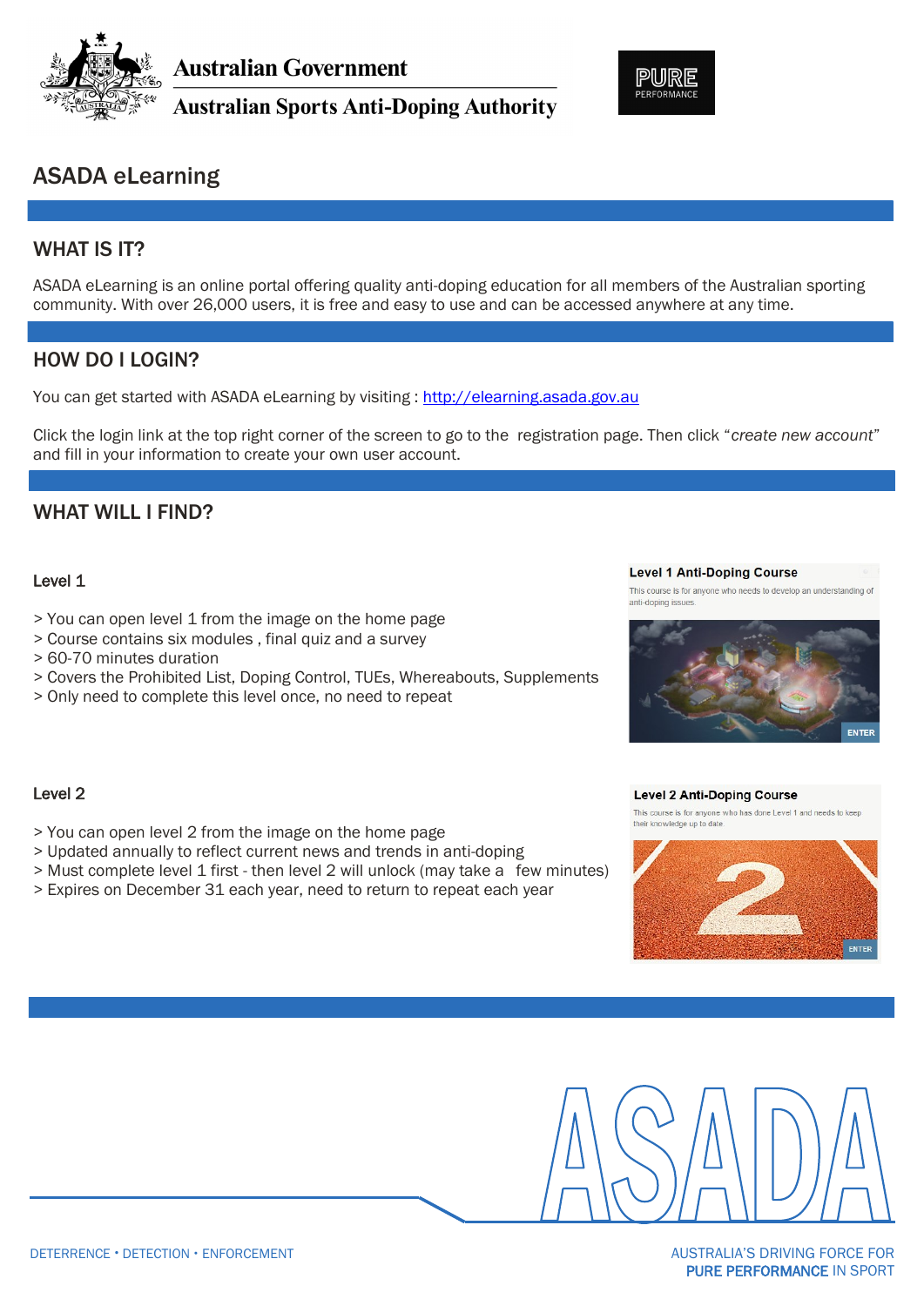Australian Government
Australian Sports Anti-Doping Authority

PURE PERFORMANCE

# ASADA eLearning

## WHAT IS IT?

ASADA eLearning is an online portal offering quality anti-doping education for all members of the Australian sporting community. With over 26,000 users, it is free and easy to use and can be accessed anywhere at any time.

## HOW DO I LOGIN?

You can get started with ASADA eLearning by visiting : [http://elearning.asada.gov.au](http://elearning.asada.gov.au)

Click the login link at the top right corner of the screen to go to the registration page. Then click "*create new account*" and fill in your information to create your own user account.

## WHAT WILL I FIND?

### Level 1

> You can open level 1 from the image on the home page
> Course contains six modules , final quiz and a survey
> 60-70 minutes duration
> Covers the Prohibited List, Doping Control, TUEs, Whereabouts, Supplements
> Only need to complete this level once, no need to repeat

**Level 1 Anti-Doping Course**

This course is for anyone who needs to develop an understanding of anti-doping issues.

ENTER

### Level 2

> You can open level 2 from the image on the home page
> Updated annually to reflect current news and trends in anti-doping
> Must complete level 1 first - then level 2 will unlock (may take a few minutes)
> Expires on December 31 each year, need to return to repeat each year

**Level 2 Anti-Doping Course**

This course is for anyone who has done Level 1 and needs to keep their knowledge up to date.

ENTER

ASADA

DETERRENCE • DETECTION • ENFORCEMENT

AUSTRALIA'S DRIVING FORCE FOR **PURE PERFORMANCE** IN SPORT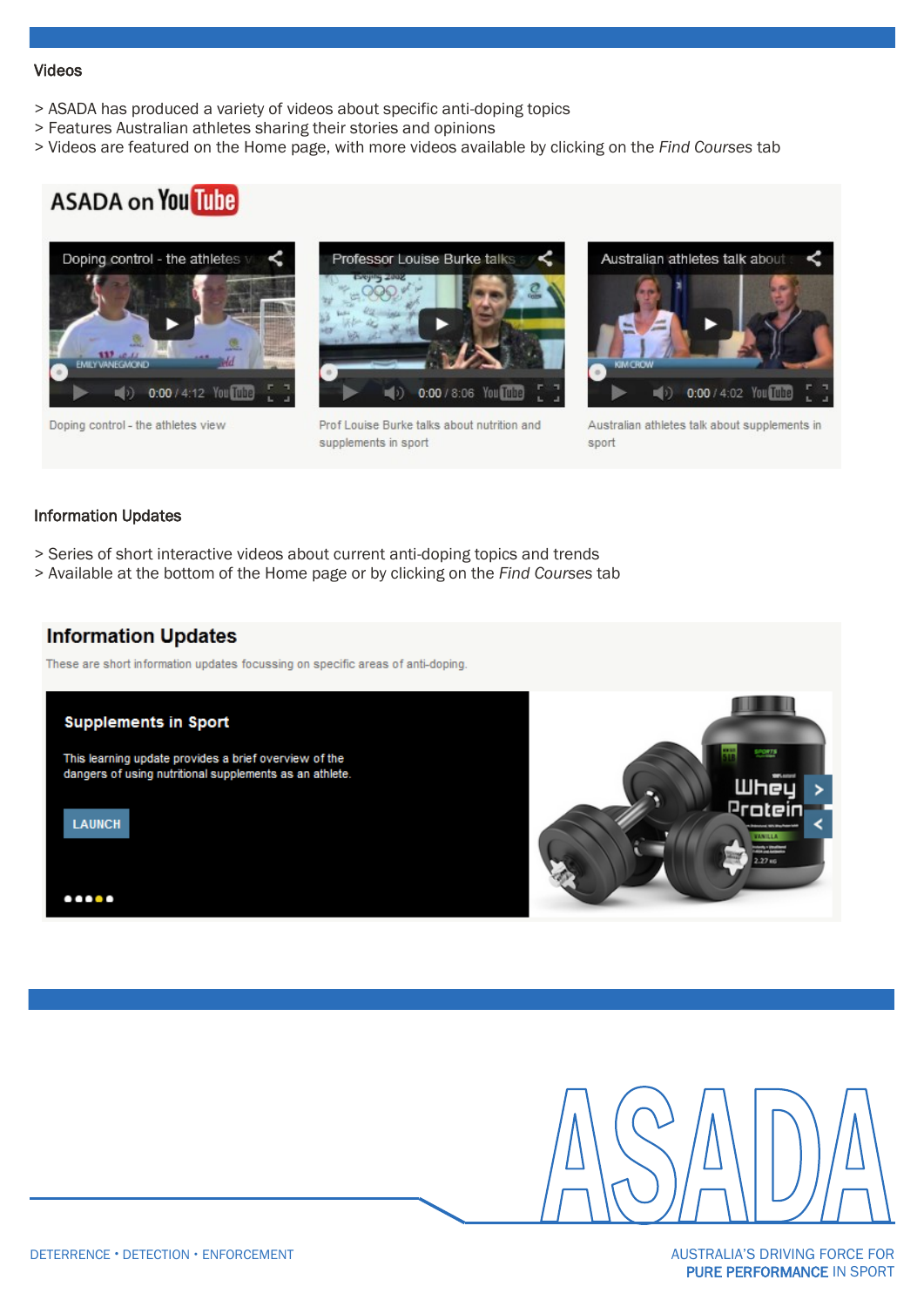## Videos

> ASADA has produced a variety of videos about specific anti-doping topics
> Features Australian athletes sharing their stories and opinions
> Videos are featured on the Home page, with more videos available by clicking on the *Find Courses* tab

ASADA on YouTube

Doping control - the athletes view

Prof Louise Burke talks about nutrition and supplements in sport

Australian athletes talk about supplements in sport

## Information Updates

> Series of short interactive videos about current anti-doping topics and trends
> Available at the bottom of the Home page or by clicking on the *Find Courses* tab

**Information Updates**

These are short information updates focussing on specific areas of anti-doping.

**Supplements in Sport**

This learning update provides a brief overview of the dangers of using nutritional supplements as an athlete.

LAUNCH

DETERRENCE • DETECTION • ENFORCEMENT

AUSTRALIA'S DRIVING FORCE FOR **PURE PERFORMANCE** IN SPORT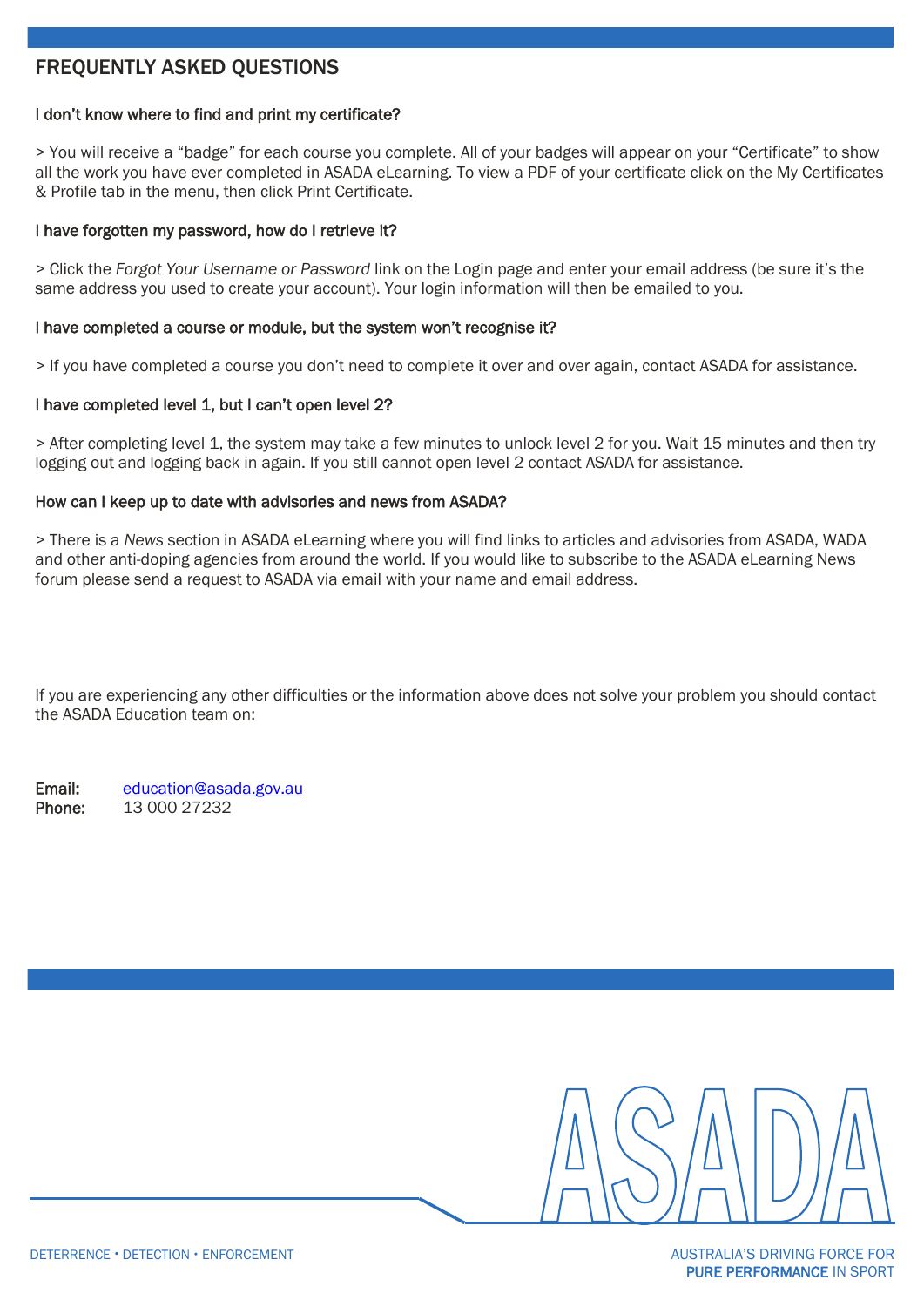## FREQUENTLY ASKED QUESTIONS

**I don't know where to find and print my certificate?**

> You will receive a "badge" for each course you complete. All of your badges will appear on your "Certificate" to show all the work you have ever completed in ASADA eLearning. To view a PDF of your certificate click on the My Certificates & Profile tab in the menu, then click Print Certificate.

**I have forgotten my password, how do I retrieve it?**

> Click the *Forgot Your Username or Password* link on the Login page and enter your email address (be sure it's the same address you used to create your account). Your login information will then be emailed to you.

**I have completed a course or module, but the system won't recognise it?**

> If you have completed a course you don't need to complete it over and over again, contact ASADA for assistance.

**I have completed level 1, but I can't open level 2?**

> After completing level 1, the system may take a few minutes to unlock level 2 for you. Wait 15 minutes and then try logging out and logging back in again. If you still cannot open level 2 contact ASADA for assistance.

**How can I keep up to date with advisories and news from ASADA?**

> There is a *News* section in ASADA eLearning where you will find links to articles and advisories from ASADA, WADA and other anti-doping agencies from around the world. If you would like to subscribe to the ASADA eLearning News forum please send a request to ASADA via email with your name and email address.

If you are experiencing any other difficulties or the information above does not solve your problem you should contact the ASADA Education team on:

**Email:** education@asada.gov.au
**Phone:** 13 000 27232

ASADA

DETERRENCE • DETECTION • ENFORCEMENT

AUSTRALIA'S DRIVING FORCE FOR **PURE PERFORMANCE** IN SPORT